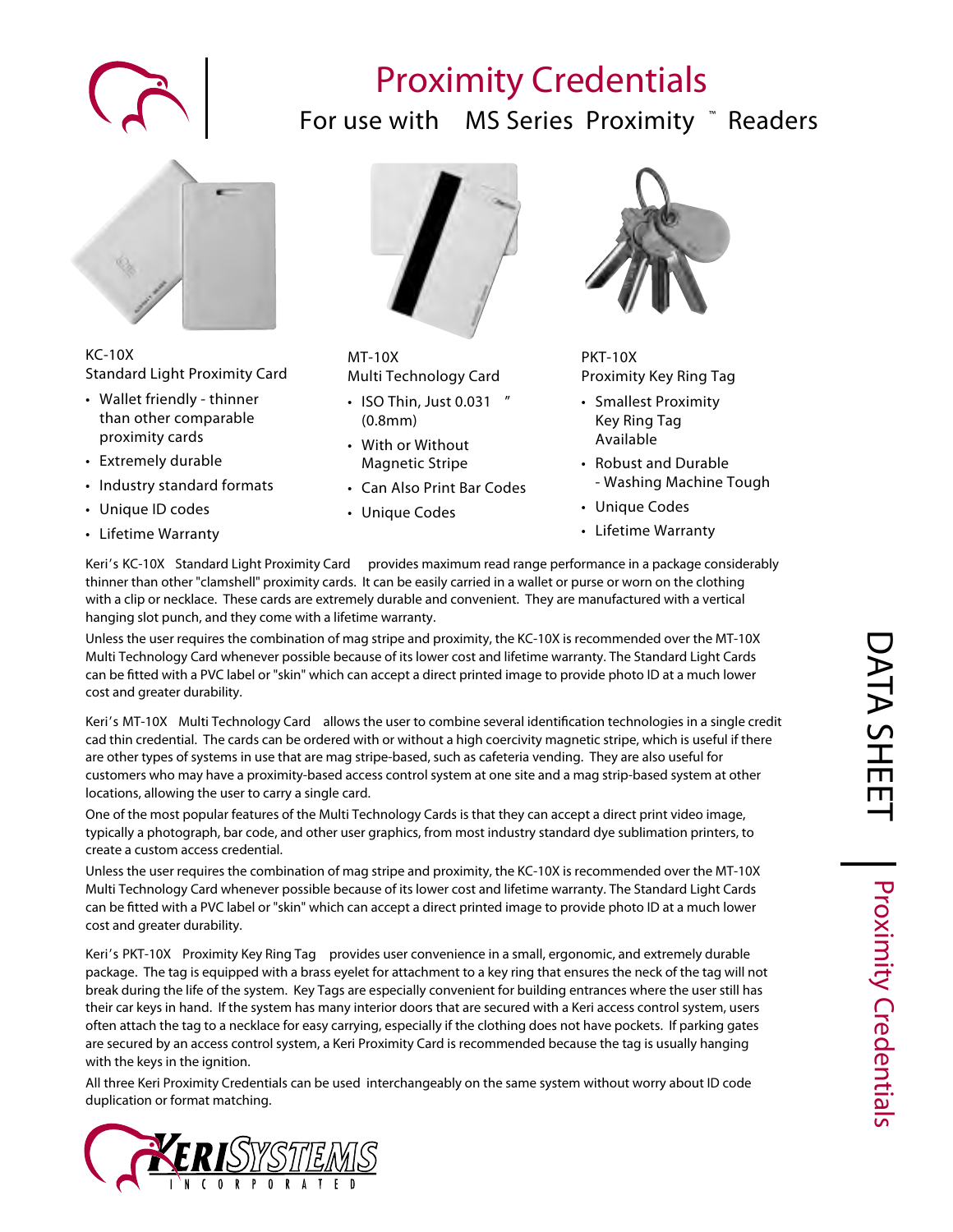# Proximity Credentials

## For use with MS Series Proximity™ Readers

### KC-10X
Standard Light Proximity Card

- Wallet friendly - thinner than other comparable proximity cards
- Extremely durable
- Industry standard formats
- Unique ID codes
- Lifetime Warranty

### MT-10X
Multi Technology Card

- ISO Thin, Just 0.031" (0.8mm)
- With or Without Magnetic Stripe
- Can Also Print Bar Codes
- Unique Codes

### PKT-10X
Proximity Key Ring Tag

- Smallest Proximity Key Ring Tag Available
- Robust and Durable - Washing Machine Tough
- Unique Codes
- Lifetime Warranty

Keri's KC-10X Standard Light Proximity Card provides maximum read range performance in a package considerably thinner than other "clamshell" proximity cards. It can be easily carried in a wallet or purse or worn on the clothing with a clip or necklace. These cards are extremely durable and convenient. They are manufactured with a vertical hanging slot punch, and they come with a lifetime warranty.

Unless the user requires the combination of mag stripe and proximity, the KC-10X is recommended over the MT-10X Multi Technology Card whenever possible because of its lower cost and lifetime warranty. The Standard Light Cards can be fitted with a PVC label or "skin" which can accept a direct printed image to provide photo ID at a much lower cost and greater durability.

Keri's MT-10X Multi Technology Card allows the user to combine several identification technologies in a single credit cad thin credential. The cards can be ordered with or without a high coercivity magnetic stripe, which is useful if there are other types of systems in use that are mag stripe-based, such as cafeteria vending. They are also useful for customers who may have a proximity-based access control system at one site and a mag strip-based system at other locations, allowing the user to carry a single card.

One of the most popular features of the Multi Technology Cards is that they can accept a direct print video image, typically a photograph, bar code, and other user graphics, from most industry standard dye sublimation printers, to create a custom access credential.

Unless the user requires the combination of mag stripe and proximity, the KC-10X is recommended over the MT-10X Multi Technology Card whenever possible because of its lower cost and lifetime warranty. The Standard Light Cards can be fitted with a PVC label or "skin" which can accept a direct printed image to provide photo ID at a much lower cost and greater durability.

Keri's PKT-10X Proximity Key Ring Tag provides user convenience in a small, ergonomic, and extremely durable package. The tag is equipped with a brass eyelet for attachment to a key ring that ensures the neck of the tag will not break during the life of the system. Key Tags are especially convenient for building entrances where the user still has their car keys in hand. If the system has many interior doors that are secured with a Keri access control system, users often attach the tag to a necklace for easy carrying, especially if the clothing does not have pockets. If parking gates are secured by an access control system, a Keri Proximity Card is recommended because the tag is usually hanging with the keys in the ignition.

All three Keri Proximity Credentials can be used interchangeably on the same system without worry about ID code duplication or format matching.

KERI SYSTEMS INCORPORATED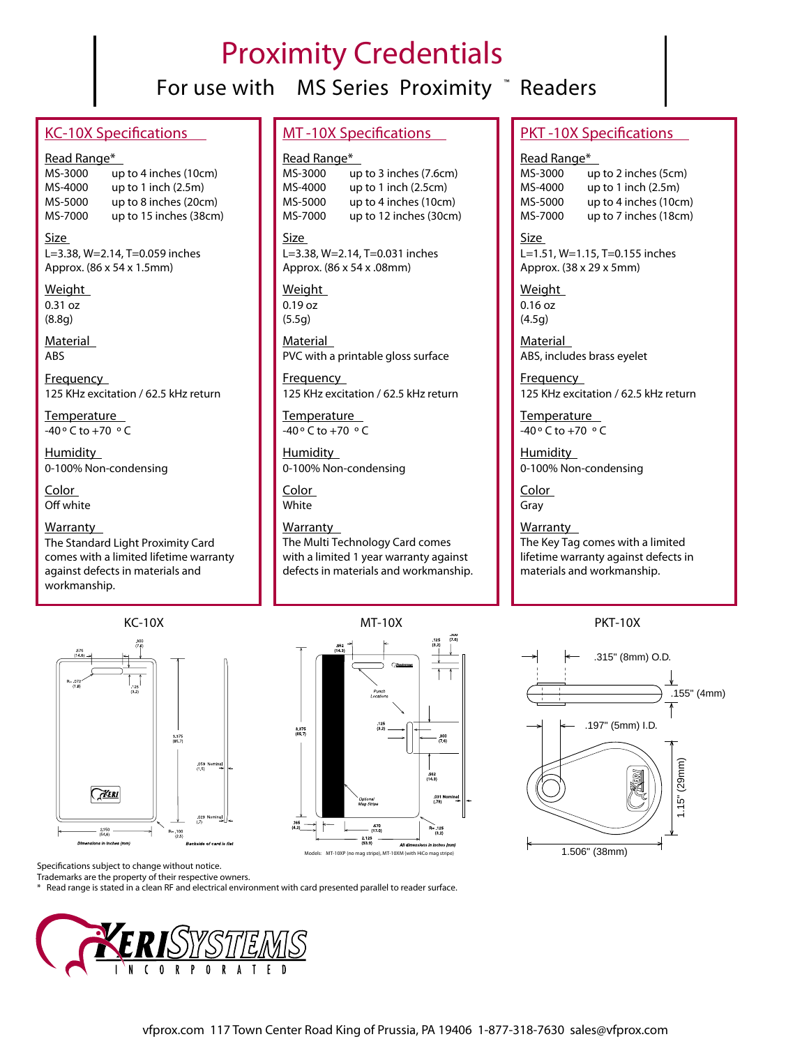# Proximity Credentials

## For use with MS Series Proximity™ Readers

### KC-10X Specifications

**Read Range***

| | |
|---|---|
| MS-3000 | up to 4 inches (10cm) |
| MS-4000 | up to 1 inch (2.5m) |
| MS-5000 | up to 8 inches (20cm) |
| MS-7000 | up to 15 inches (38cm) |

**Size**
L=3.38, W=2.14, T=0.059 inches
Approx. (86 x 54 x 1.5mm)

**Weight**
0.31 oz
(8.8g)

**Material**
ABS

**Frequency**
125 KHz excitation / 62.5 kHz return

**Temperature**
-40° C to +70 °C

**Humidity**
0-100% Non-condensing

**Color**
Off white

**Warranty**
The Standard Light Proximity Card comes with a limited lifetime warranty against defects in materials and workmanship.

### MT-10X Specifications

**Read Range***

| | |
|---|---|
| MS-3000 | up to 3 inches (7.6cm) |
| MS-4000 | up to 1 inch (2.5cm) |
| MS-5000 | up to 4 inches (10cm) |
| MS-7000 | up to 12 inches (30cm) |

**Size**
L=3.38, W=2.14, T=0.031 inches
Approx. (86 x 54 x .08mm)

**Weight**
0.19 oz
(5.5g)

**Material**
PVC with a printable gloss surface

**Frequency**
125 KHz excitation / 62.5 kHz return

**Temperature**
-40° C to +70 °C

**Humidity**
0-100% Non-condensing

**Color**
White

**Warranty**
The Multi Technology Card comes with a limited 1 year warranty against defects in materials and workmanship.

### PKT-10X Specifications

**Read Range***

| | |
|---|---|
| MS-3000 | up to 2 inches (5cm) |
| MS-4000 | up to 1 inch (2.5m) |
| MS-5000 | up to 4 inches (10cm) |
| MS-7000 | up to 7 inches (18cm) |

**Size**
L=1.51, W=1.15, T=0.155 inches
Approx. (38 x 29 x 5mm)

**Weight**
0.16 oz
(4.5g)

**Material**
ABS, includes brass eyelet

**Frequency**
125 KHz excitation / 62.5 kHz return

**Temperature**
-40° C to +70 °C

**Humidity**
0-100% Non-condensing

**Color**
Gray

**Warranty**
The Key Tag comes with a limited lifetime warranty against defects in materials and workmanship.

KC-10X

Dimensions in inches (mm)
Backside of card is flat

MT-10X

All dimensions in inches (mm)
Models: MT-10XP (no mag stripe), MT-10XM (with HiCo mag stripe)

PKT-10X

.315" (8mm) O.D.
.155" (4mm)
.197" (5mm) I.D.
1.15" (29mm)
1.506" (38mm)

Specifications subject to change without notice.
Trademarks are the property of their respective owners.
* Read range is stated in a clean RF and electrical environment with card presented parallel to reader surface.

KERI SYSTEMS INCORPORATED

vfprox.com 117 Town Center Road King of Prussia, PA 19406 1-877-318-7630 sales@vfprox.com